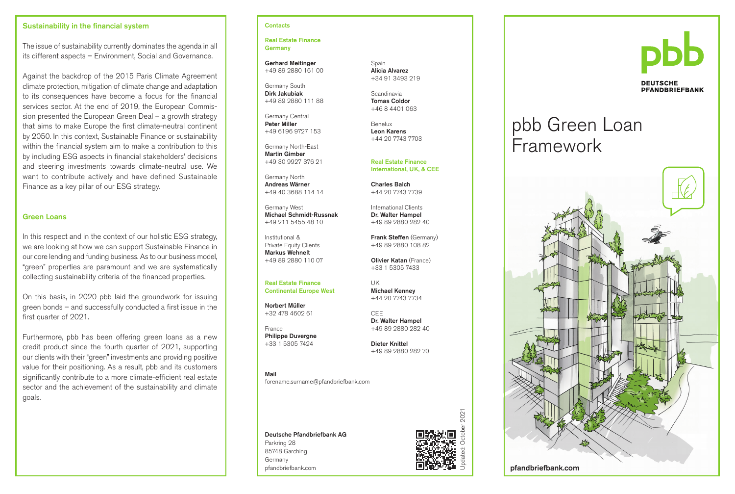## Sustainability in the financial system

The issue of sustainability currently dominates the agenda in all its different aspects – Environment, Social and Governance.

Against the backdrop of the 2015 Paris Climate Agreement climate protection, mitigation of climate change and adaptation to its consequences have become a focus for the financial services sector. At the end of 2019, the European Commission presented the European Green Deal – a growth strategy that aims to make Europe the first climate-neutral continent by 2050. In this context, Sustainable Finance or sustainability within the financial system aim to make a contribution to this by including ESG aspects in financial stakeholders' decisions and steering investments towards climate-neutral use. We want to contribute actively and have defined Sustainable Finance as a key pillar of our ESG strategy.

## Green Loans

In this respect and in the context of our holistic ESG strategy, we are looking at how we can support Sustainable Finance in our core lending and funding business. As to our business model, "green" properties are paramount and we are systematically collecting sustainability criteria of the financed properties.

On this basis, in 2020 pbb laid the groundwork for issuing green bonds – and successfully conducted a first issue in the first quarter of 2021.

Furthermore, pbb has been offering green loans as a new credit product since the fourth quarter of 2021, supporting our clients with their "green" investments and providing positive value for their positioning. As a result, pbb and its customers significantly contribute to a more climate-efficient real estate sector and the achievement of the sustainability and climate goals.

## Contacts

### Real Estate Finance Germany

**Gerhard Meitinger**
+49 89 2880 161 00

Germany South
**Dirk Jakubiak**
+49 89 2880 111 88

Germany Central
**Peter Miller**
+49 6196 9727 153

Germany North-East
**Martin Gimber**
+49 30 9927 376 21

Germany North
**Andreas Wärner**
+49 40 3688 114 14

Germany West
**Michael Schmidt-Russnak**
+49 211 5455 48 10

Institutional & Private Equity Clients
**Markus Wehnelt**
+49 89 2880 110 07

### Real Estate Finance Continental Europe West

**Norbert Müller**
+32 478 4602 61

France
**Philippe Duvergne**
+33 1 5305 7424

Spain
**Alicia Alvarez**
+34 91 3493 219

Scandinavia
**Tomas Coldor**
+46 8 4401 063

Benelux
**Leon Karens**
+44 20 7743 7703

### Real Estate Finance International, UK, & CEE

**Charles Balch**
+44 20 7743 7739

International Clients
**Dr. Walter Hampel**
+49 89 2880 282 40

**Frank Steffen** (Germany)
+49 89 2880 108 82

**Olivier Katan** (France)
+33 1 5305 7433

UK
**Michael Kenney**
+44 20 7743 7734

CEE
**Dr. Walter Hampel**
+49 89 2880 282 40

**Dieter Knittel**
+49 89 2880 282 70

**Mail**
forename.surname@pfandbriefbank.com

**Deutsche Pfandbriefbank AG**
Parkring 28
85748 Garching
Germany
pfandbriefbank.com

Updated: October 2021

pbb
DEUTSCHE PFANDBRIEFBANK

# pbb Green Loan Framework

pfandbriefbank.com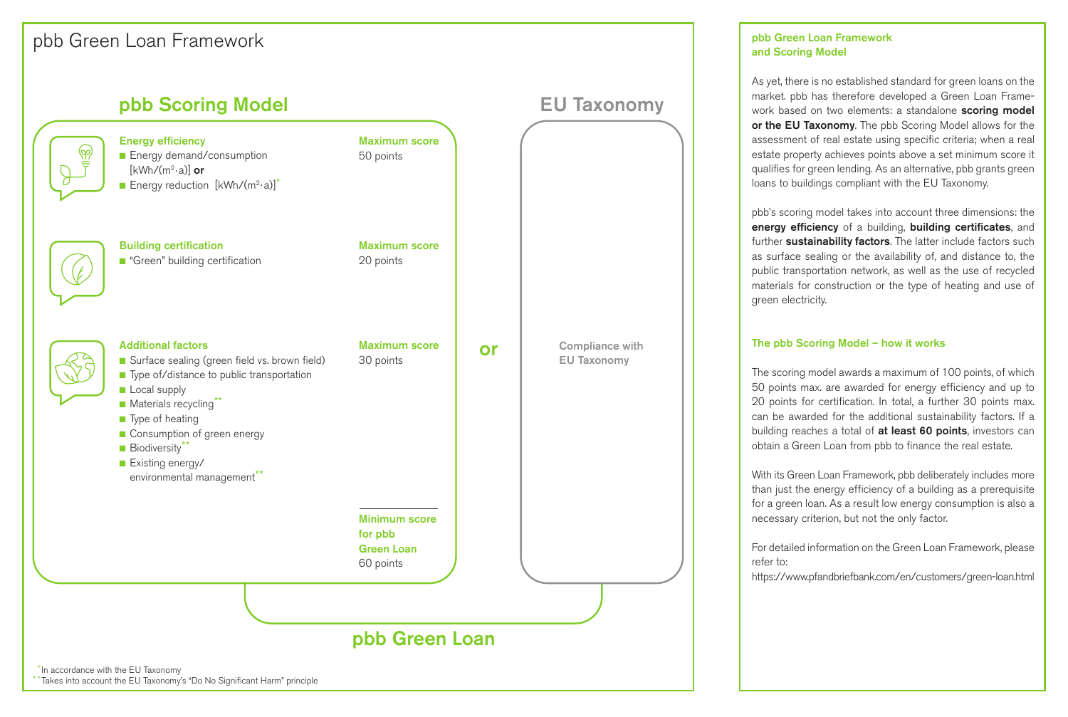# pbb Green Loan Framework

## pbb Scoring Model

**Energy efficiency**
- Energy demand/consumption [$kWh/(m^2 \cdot a)$] **or**
- Energy reduction [$kWh/(m^2 \cdot a)$]*

**Maximum score**
50 points

**Building certification**
- "Green" building certification

**Maximum score**
20 points

**Additional factors**
- Surface sealing (green field vs. brown field)
- Type of/distance to public transportation
- Local supply
- Materials recycling**
- Type of heating
- Consumption of green energy
- Biodiversity**
- Existing energy/ environmental management**

**Maximum score**
30 points

**Minimum score for pbb Green Loan**
60 points

**or**

## EU Taxonomy

**Compliance with EU Taxonomy**

## pbb Green Loan

*In accordance with the EU Taxonomy
**Takes into account the EU Taxonomy's "Do No Significant Harm" principle

### pbb Green Loan Framework and Scoring Model

As yet, there is no established standard for green loans on the market. pbb has therefore developed a Green Loan Framework based on two elements: a standalone **scoring model or the EU Taxonomy**. The pbb Scoring Model allows for the assessment of real estate using specific criteria; when a real estate property achieves points above a set minimum score it qualifies for green lending. As an alternative, pbb grants green loans to buildings compliant with the EU Taxonomy.

pbb's scoring model takes into account three dimensions: the **energy efficiency** of a building, **building certificates**, and further **sustainability factors**. The latter include factors such as surface sealing or the availability of, and distance to, the public transportation network, as well as the use of recycled materials for construction or the type of heating and use of green electricity.

### The pbb Scoring Model – how it works

The scoring model awards a maximum of 100 points, of which 50 points max. are awarded for energy efficiency and up to 20 points for certification. In total, a further 30 points max. can be awarded for the additional sustainability factors. If a building reaches a total of **at least 60 points**, investors can obtain a Green Loan from pbb to finance the real estate.

With its Green Loan Framework, pbb deliberately includes more than just the energy efficiency of a building as a prerequisite for a green loan. As a result low energy consumption is also a necessary criterion, but not the only factor.

For detailed information on the Green Loan Framework, please refer to:
https://www.pfandbriefbank.com/en/customers/green-loan.html